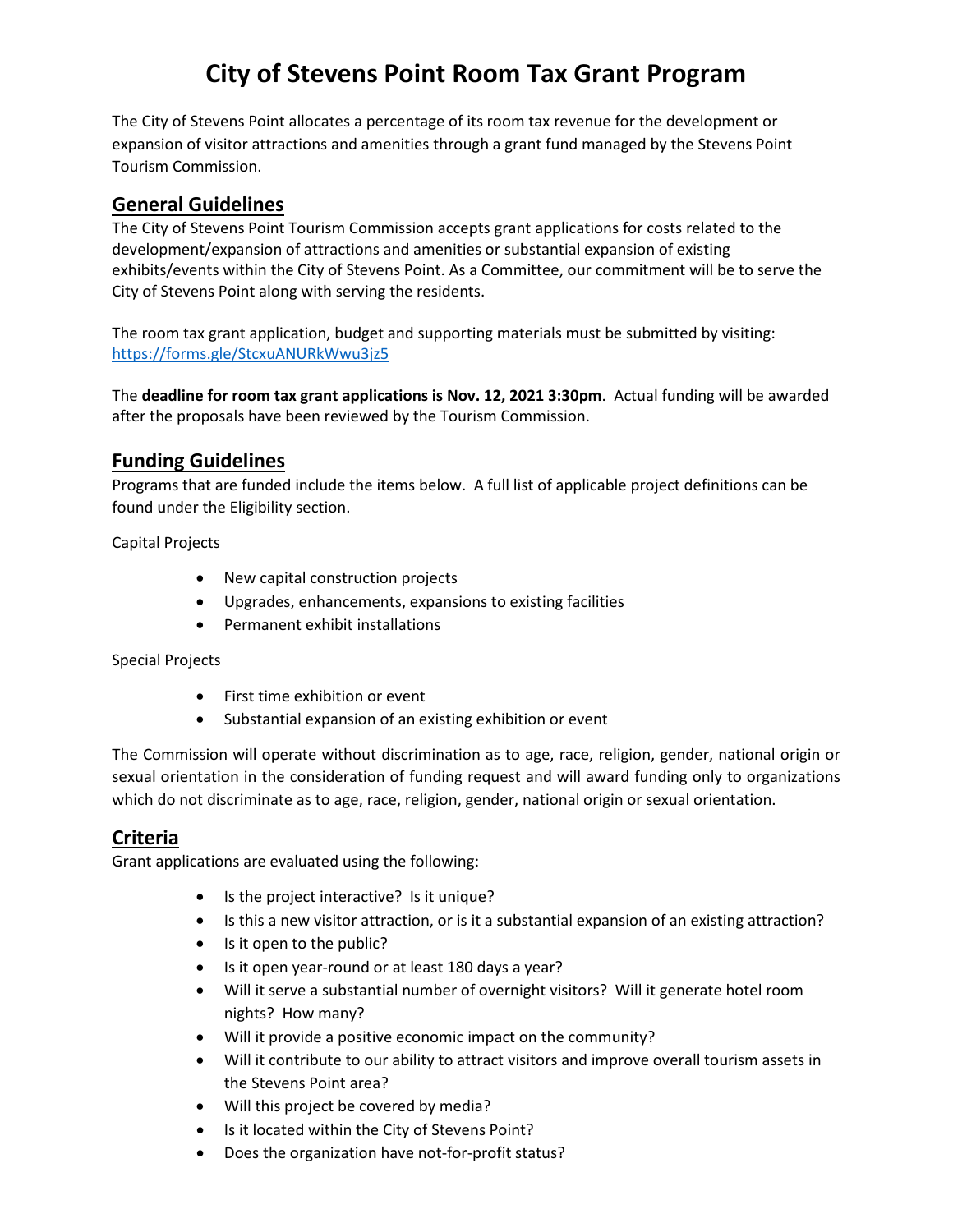# City of Stevens Point Room Tax Grant Program

The City of Stevens Point allocates a percentage of its room tax revenue for the development or expansion of visitor attractions and amenities through a grant fund managed by the Stevens Point Tourism Commission.

## General Guidelines

The City of Stevens Point Tourism Commission accepts grant applications for costs related to the development/expansion of attractions and amenities or substantial expansion of existing exhibits/events within the City of Stevens Point. As a Committee, our commitment will be to serve the City of Stevens Point along with serving the residents.

The room tax grant application, budget and supporting materials must be submitted by visiting: https://forms.gle/StcxuANURkWwu3jz5

The **deadline for room tax grant applications is Nov. 12, 2021 3:30pm**. Actual funding will be awarded after the proposals have been reviewed by the Tourism Commission.

## Funding Guidelines

Programs that are funded include the items below. A full list of applicable project definitions can be found under the Eligibility section.

Capital Projects

- New capital construction projects
- Upgrades, enhancements, expansions to existing facilities
- Permanent exhibit installations

Special Projects

- First time exhibition or event
- Substantial expansion of an existing exhibition or event

The Commission will operate without discrimination as to age, race, religion, gender, national origin or sexual orientation in the consideration of funding request and will award funding only to organizations which do not discriminate as to age, race, religion, gender, national origin or sexual orientation.

## Criteria

Grant applications are evaluated using the following:

- Is the project interactive? Is it unique?
- Is this a new visitor attraction, or is it a substantial expansion of an existing attraction?
- Is it open to the public?
- Is it open year-round or at least 180 days a year?
- Will it serve a substantial number of overnight visitors? Will it generate hotel room nights? How many?
- Will it provide a positive economic impact on the community?
- Will it contribute to our ability to attract visitors and improve overall tourism assets in the Stevens Point area?
- Will this project be covered by media?
- Is it located within the City of Stevens Point?
- Does the organization have not-for-profit status?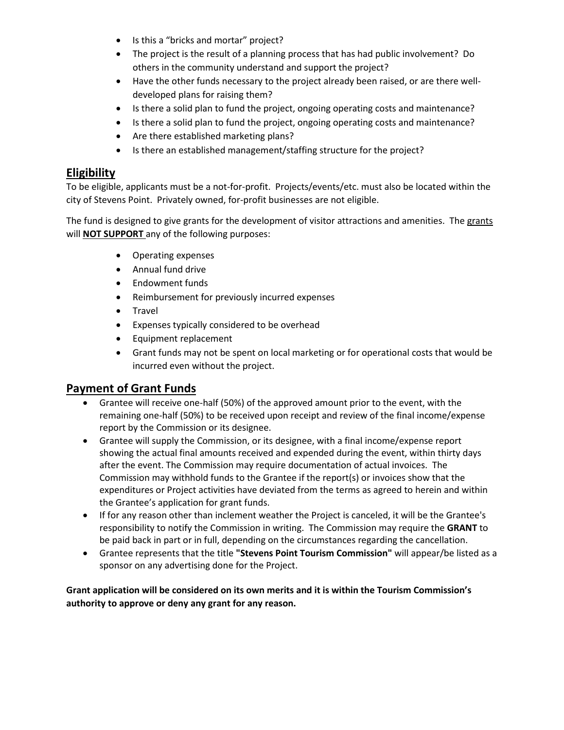- Is this a "bricks and mortar" project?
- The project is the result of a planning process that has had public involvement? Do others in the community understand and support the project?
- Have the other funds necessary to the project already been raised, or are there well-developed plans for raising them?
- Is there a solid plan to fund the project, ongoing operating costs and maintenance?
- Is there a solid plan to fund the project, ongoing operating costs and maintenance?
- Are there established marketing plans?
- Is there an established management/staffing structure for the project?

## Eligibility

To be eligible, applicants must be a not-for-profit. Projects/events/etc. must also be located within the city of Stevens Point. Privately owned, for-profit businesses are not eligible.

The fund is designed to give grants for the development of visitor attractions and amenities. The grants will **NOT SUPPORT** any of the following purposes:

- Operating expenses
- Annual fund drive
- Endowment funds
- Reimbursement for previously incurred expenses
- Travel
- Expenses typically considered to be overhead
- Equipment replacement
- Grant funds may not be spent on local marketing or for operational costs that would be incurred even without the project.

## Payment of Grant Funds

- Grantee will receive one-half (50%) of the approved amount prior to the event, with the remaining one-half (50%) to be received upon receipt and review of the final income/expense report by the Commission or its designee.
- Grantee will supply the Commission, or its designee, with a final income/expense report showing the actual final amounts received and expended during the event, within thirty days after the event. The Commission may require documentation of actual invoices. The Commission may withhold funds to the Grantee if the report(s) or invoices show that the expenditures or Project activities have deviated from the terms as agreed to herein and within the Grantee's application for grant funds.
- If for any reason other than inclement weather the Project is canceled, it will be the Grantee's responsibility to notify the Commission in writing. The Commission may require the **GRANT** to be paid back in part or in full, depending on the circumstances regarding the cancellation.
- Grantee represents that the title **"Stevens Point Tourism Commission"** will appear/be listed as a sponsor on any advertising done for the Project.

**Grant application will be considered on its own merits and it is within the Tourism Commission's authority to approve or deny any grant for any reason.**